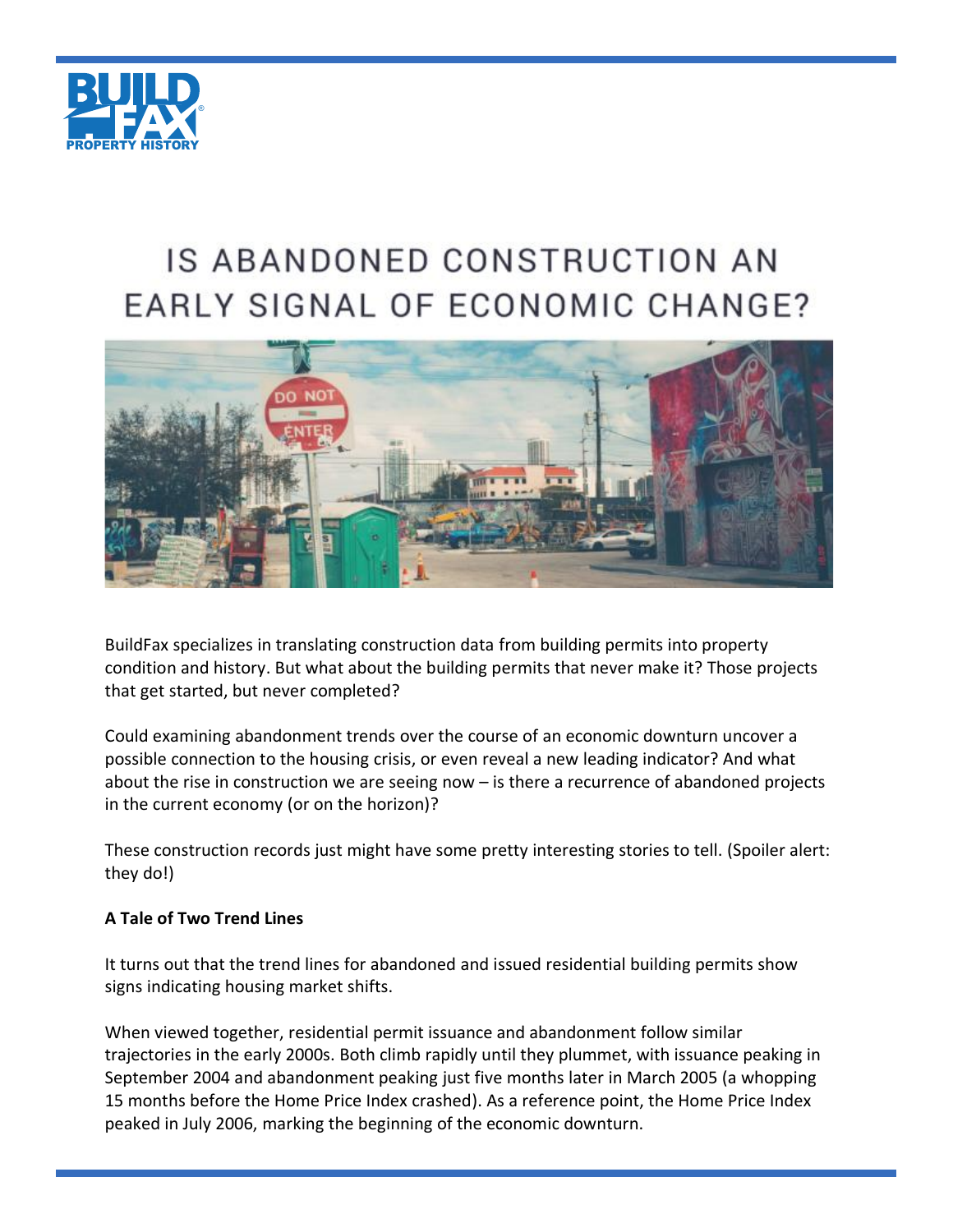# IS ABANDONED CONSTRUCTION AN EARLY SIGNAL OF ECONOMIC CHANGE?

BuildFax specializes in translating construction data from building permits into property condition and history. But what about the building permits that never make it? Those projects that get started, but never completed?

Could examining abandonment trends over the course of an economic downturn uncover a possible connection to the housing crisis, or even reveal a new leading indicator? And what about the rise in construction we are seeing now – is there a recurrence of abandoned projects in the current economy (or on the horizon)?

These construction records just might have some pretty interesting stories to tell. (Spoiler alert: they do!)

**A Tale of Two Trend Lines**

It turns out that the trend lines for abandoned and issued residential building permits show signs indicating housing market shifts.

When viewed together, residential permit issuance and abandonment follow similar trajectories in the early 2000s. Both climb rapidly until they plummet, with issuance peaking in September 2004 and abandonment peaking just five months later in March 2005 (a whopping 15 months before the Home Price Index crashed). As a reference point, the Home Price Index peaked in July 2006, marking the beginning of the economic downturn.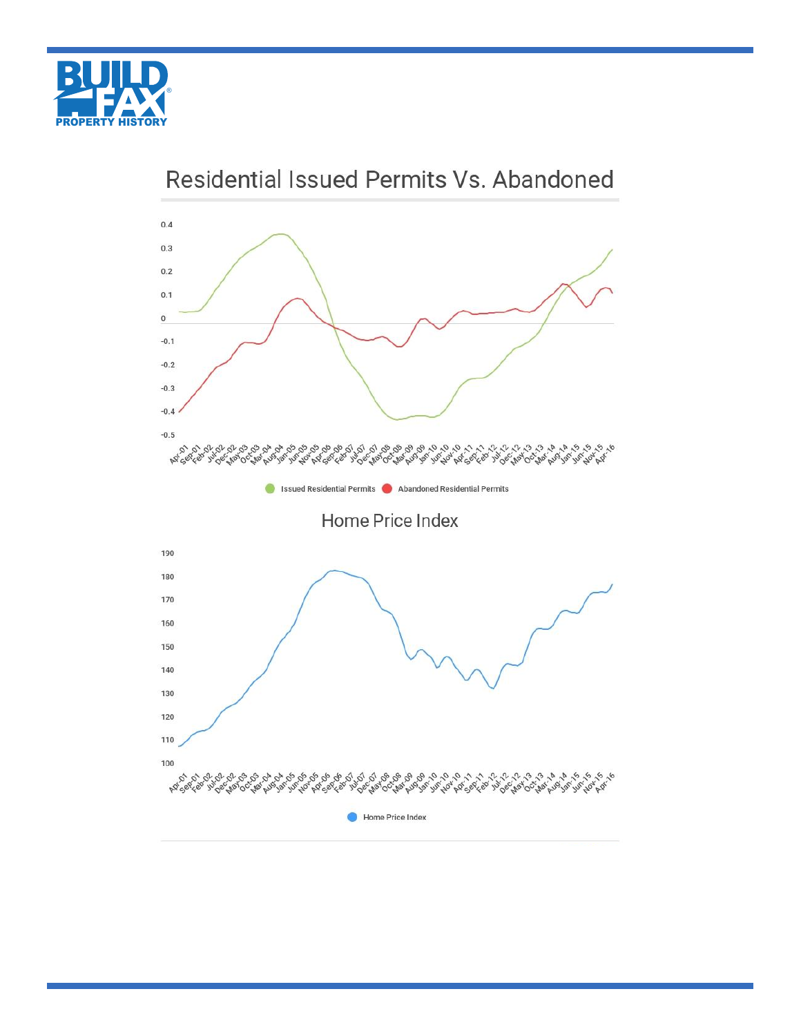## Residential Issued Permits Vs. Abandoned

## Home Price Index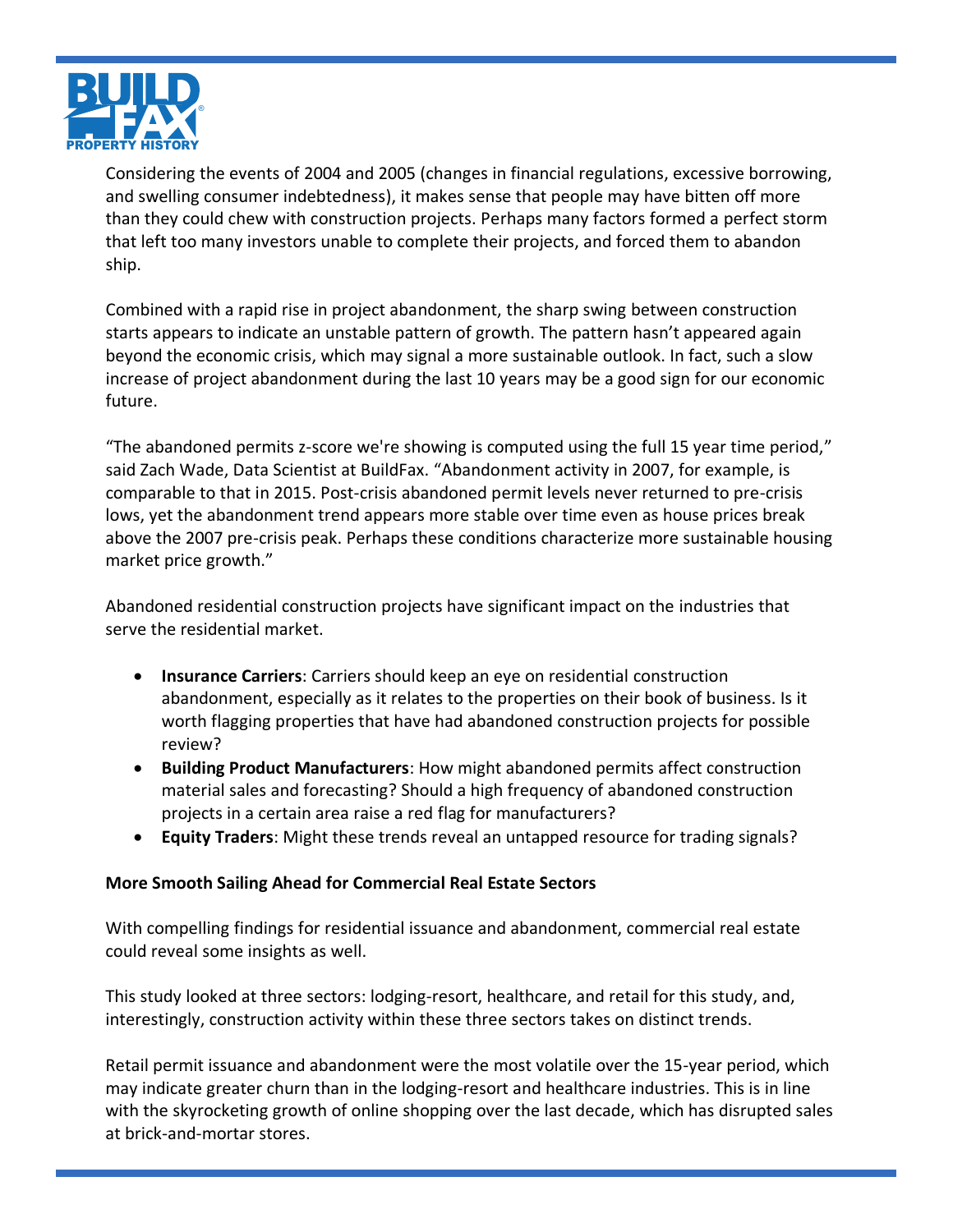Considering the events of 2004 and 2005 (changes in financial regulations, excessive borrowing, and swelling consumer indebtedness), it makes sense that people may have bitten off more than they could chew with construction projects. Perhaps many factors formed a perfect storm that left too many investors unable to complete their projects, and forced them to abandon ship.

Combined with a rapid rise in project abandonment, the sharp swing between construction starts appears to indicate an unstable pattern of growth. The pattern hasn't appeared again beyond the economic crisis, which may signal a more sustainable outlook. In fact, such a slow increase of project abandonment during the last 10 years may be a good sign for our economic future.

"The abandoned permits z-score we're showing is computed using the full 15 year time period," said Zach Wade, Data Scientist at BuildFax. "Abandonment activity in 2007, for example, is comparable to that in 2015. Post-crisis abandoned permit levels never returned to pre-crisis lows, yet the abandonment trend appears more stable over time even as house prices break above the 2007 pre-crisis peak. Perhaps these conditions characterize more sustainable housing market price growth."

Abandoned residential construction projects have significant impact on the industries that serve the residential market.

- **Insurance Carriers**: Carriers should keep an eye on residential construction abandonment, especially as it relates to the properties on their book of business. Is it worth flagging properties that have had abandoned construction projects for possible review?
- **Building Product Manufacturers**: How might abandoned permits affect construction material sales and forecasting? Should a high frequency of abandoned construction projects in a certain area raise a red flag for manufacturers?
- **Equity Traders**: Might these trends reveal an untapped resource for trading signals?

**More Smooth Sailing Ahead for Commercial Real Estate Sectors**

With compelling findings for residential issuance and abandonment, commercial real estate could reveal some insights as well.

This study looked at three sectors: lodging-resort, healthcare, and retail for this study, and, interestingly, construction activity within these three sectors takes on distinct trends.

Retail permit issuance and abandonment were the most volatile over the 15-year period, which may indicate greater churn than in the lodging-resort and healthcare industries. This is in line with the skyrocketing growth of online shopping over the last decade, which has disrupted sales at brick-and-mortar stores.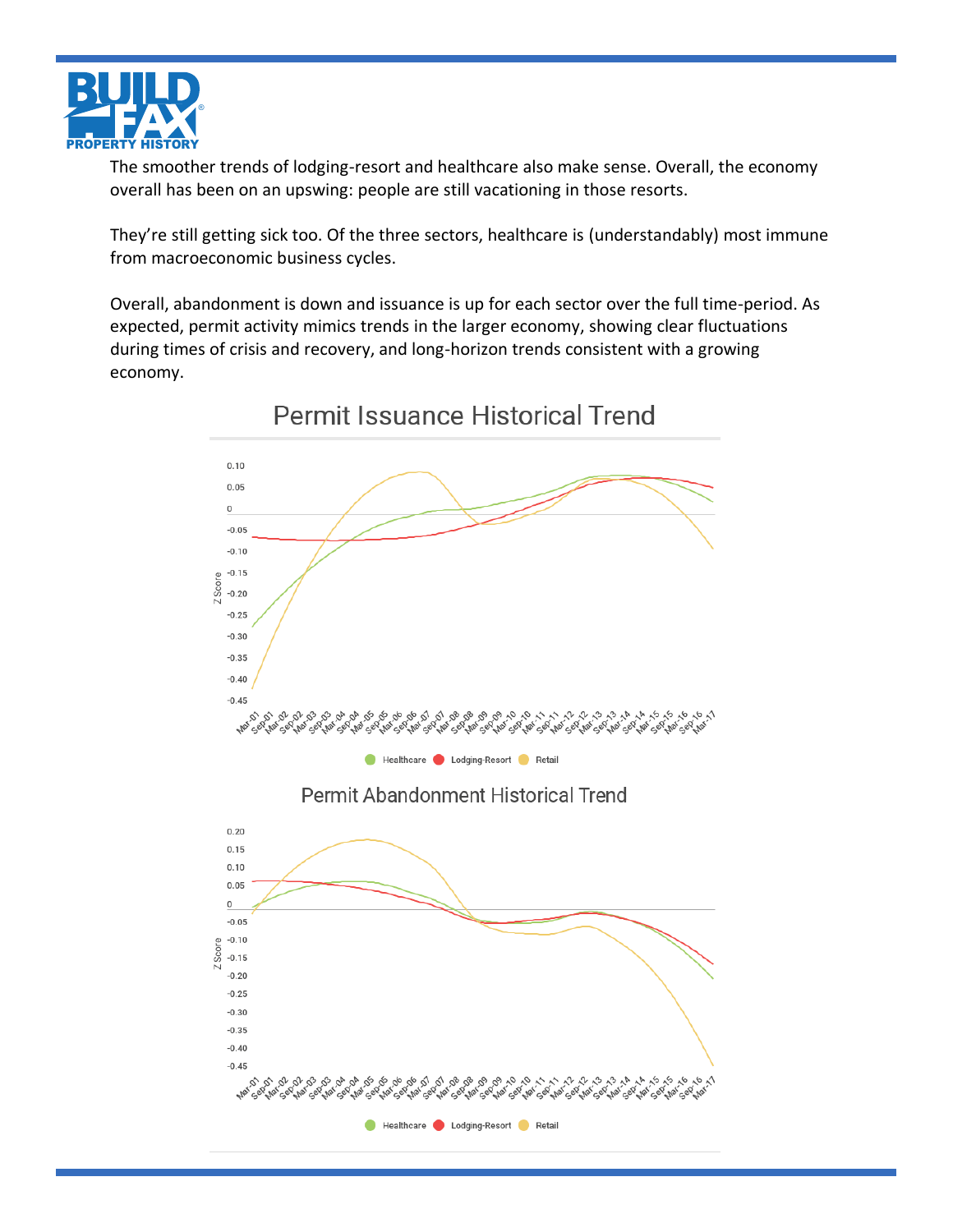The smoother trends of lodging-resort and healthcare also make sense. Overall, the economy overall has been on an upswing: people are still vacationing in those resorts.

They're still getting sick too. Of the three sectors, healthcare is (understandably) most immune from macroeconomic business cycles.

Overall, abandonment is down and issuance is up for each sector over the full time-period. As expected, permit activity mimics trends in the larger economy, showing clear fluctuations during times of crisis and recovery, and long-horizon trends consistent with a growing economy.

Permit Issuance Historical Trend

Permit Abandonment Historical Trend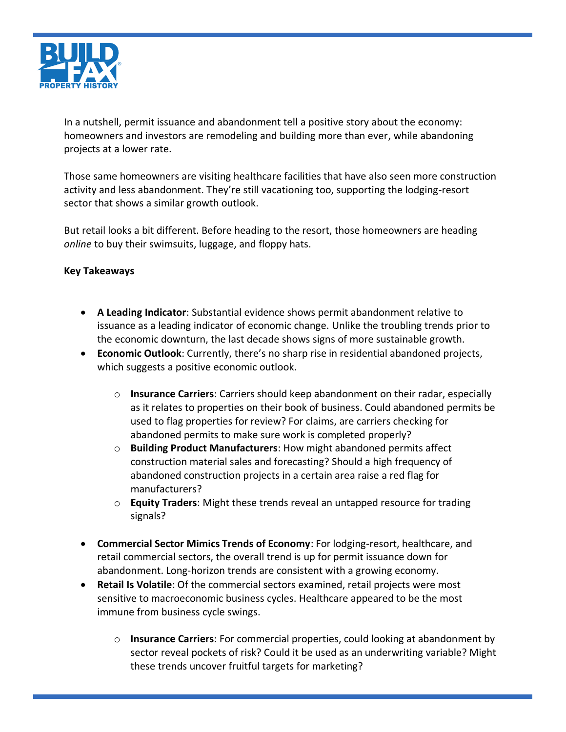In a nutshell, permit issuance and abandonment tell a positive story about the economy: homeowners and investors are remodeling and building more than ever, while abandoning projects at a lower rate.

Those same homeowners are visiting healthcare facilities that have also seen more construction activity and less abandonment. They're still vacationing too, supporting the lodging-resort sector that shows a similar growth outlook.

But retail looks a bit different. Before heading to the resort, those homeowners are heading *online* to buy their swimsuits, luggage, and floppy hats.

**Key Takeaways**

- **A Leading Indicator**: Substantial evidence shows permit abandonment relative to issuance as a leading indicator of economic change. Unlike the troubling trends prior to the economic downturn, the last decade shows signs of more sustainable growth.
- **Economic Outlook**: Currently, there's no sharp rise in residential abandoned projects, which suggests a positive economic outlook.
    - **Insurance Carriers**: Carriers should keep abandonment on their radar, especially as it relates to properties on their book of business. Could abandoned permits be used to flag properties for review? For claims, are carriers checking for abandoned permits to make sure work is completed properly?
    - **Building Product Manufacturers**: How might abandoned permits affect construction material sales and forecasting? Should a high frequency of abandoned construction projects in a certain area raise a red flag for manufacturers?
    - **Equity Traders**: Might these trends reveal an untapped resource for trading signals?
- **Commercial Sector Mimics Trends of Economy**: For lodging-resort, healthcare, and retail commercial sectors, the overall trend is up for permit issuance down for abandonment. Long-horizon trends are consistent with a growing economy.
- **Retail Is Volatile**: Of the commercial sectors examined, retail projects were most sensitive to macroeconomic business cycles. Healthcare appeared to be the most immune from business cycle swings.
    - **Insurance Carriers**: For commercial properties, could looking at abandonment by sector reveal pockets of risk? Could it be used as an underwriting variable? Might these trends uncover fruitful targets for marketing?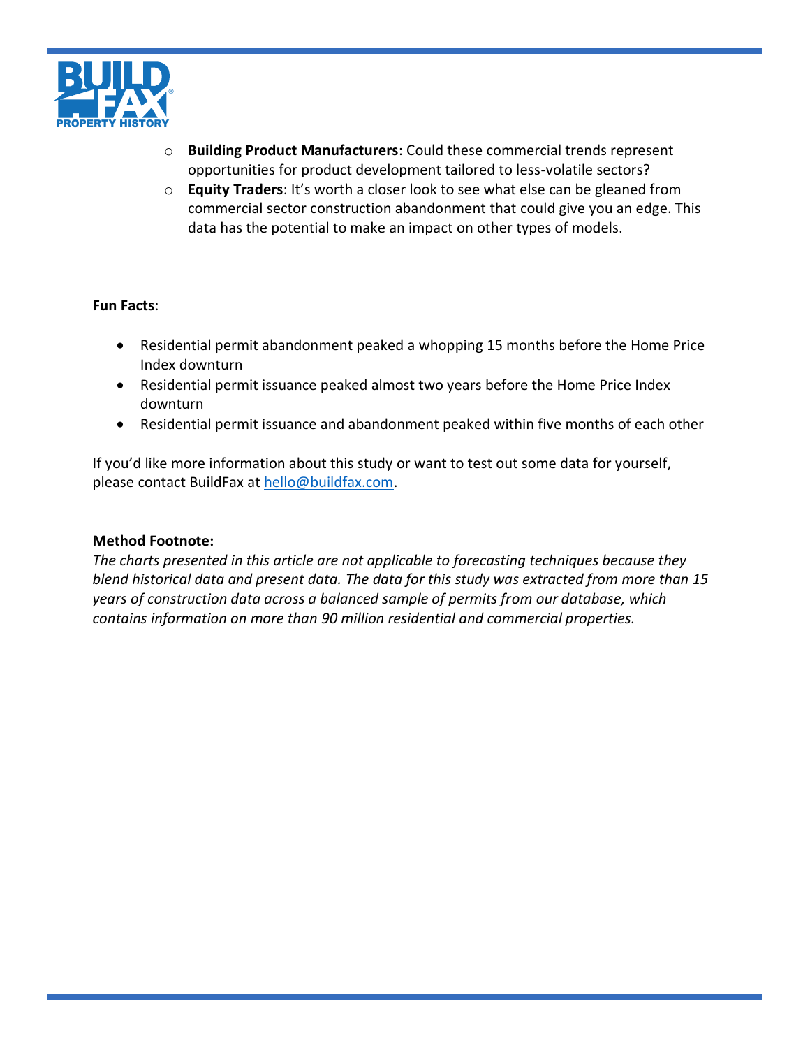- **Building Product Manufacturers**: Could these commercial trends represent opportunities for product development tailored to less-volatile sectors?
- **Equity Traders**: It's worth a closer look to see what else can be gleaned from commercial sector construction abandonment that could give you an edge. This data has the potential to make an impact on other types of models.

**Fun Facts**:

- Residential permit abandonment peaked a whopping 15 months before the Home Price Index downturn
- Residential permit issuance peaked almost two years before the Home Price Index downturn
- Residential permit issuance and abandonment peaked within five months of each other

If you'd like more information about this study or want to test out some data for yourself, please contact BuildFax at [hello@buildfax.com](mailto:hello@buildfax.com).

**Method Footnote:**

*The charts presented in this article are not applicable to forecasting techniques because they blend historical data and present data. The data for this study was extracted from more than 15 years of construction data across a balanced sample of permits from our database, which contains information on more than 90 million residential and commercial properties.*